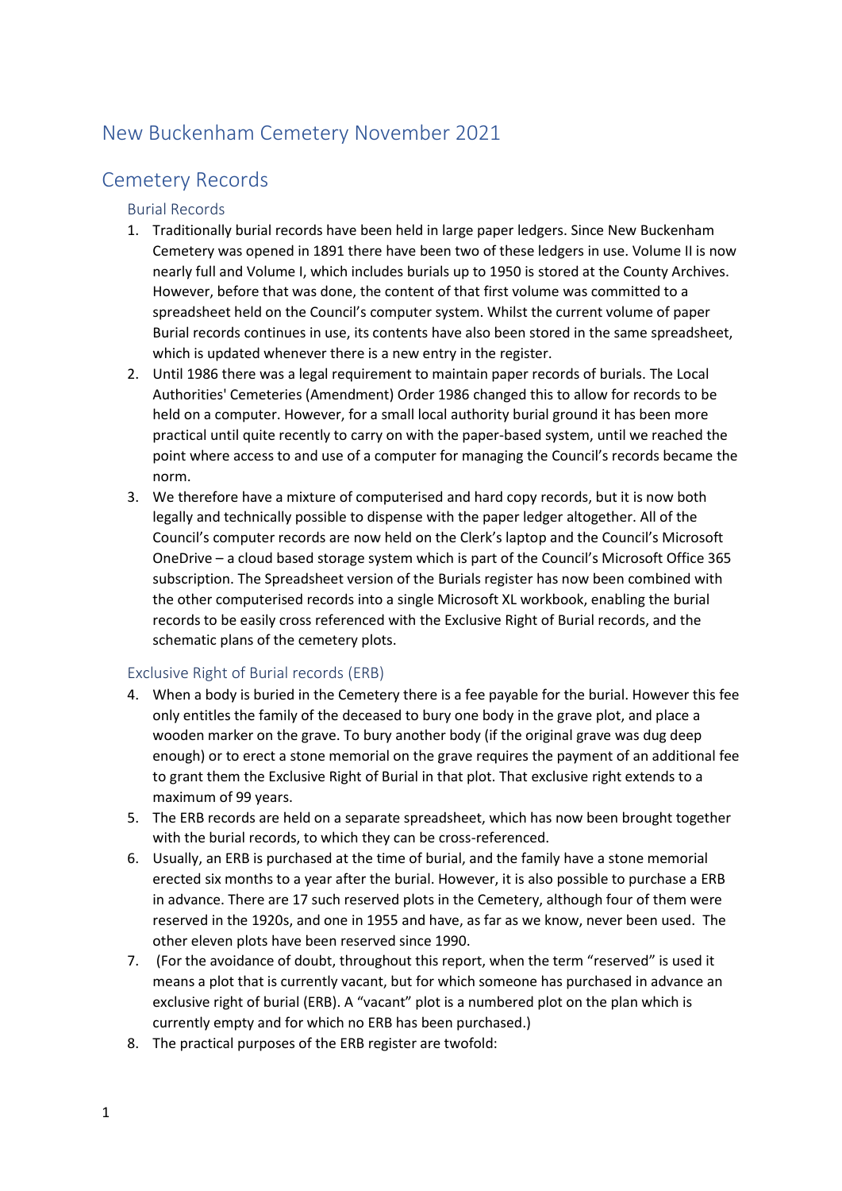# New Buckenham Cemetery November 2021

## Cemetery Records

### Burial Records

1. Traditionally burial records have been held in large paper ledgers. Since New Buckenham Cemetery was opened in 1891 there have been two of these ledgers in use. Volume II is now nearly full and Volume I, which includes burials up to 1950 is stored at the County Archives. However, before that was done, the content of that first volume was committed to a spreadsheet held on the Council's computer system. Whilst the current volume of paper Burial records continues in use, its contents have also been stored in the same spreadsheet, which is updated whenever there is a new entry in the register.
2. Until 1986 there was a legal requirement to maintain paper records of burials. The Local Authorities' Cemeteries (Amendment) Order 1986 changed this to allow for records to be held on a computer. However, for a small local authority burial ground it has been more practical until quite recently to carry on with the paper-based system, until we reached the point where access to and use of a computer for managing the Council's records became the norm.
3. We therefore have a mixture of computerised and hard copy records, but it is now both legally and technically possible to dispense with the paper ledger altogether. All of the Council's computer records are now held on the Clerk's laptop and the Council's Microsoft OneDrive – a cloud based storage system which is part of the Council's Microsoft Office 365 subscription. The Spreadsheet version of the Burials register has now been combined with the other computerised records into a single Microsoft XL workbook, enabling the burial records to be easily cross referenced with the Exclusive Right of Burial records, and the schematic plans of the cemetery plots.

### Exclusive Right of Burial records (ERB)

4. When a body is buried in the Cemetery there is a fee payable for the burial. However this fee only entitles the family of the deceased to bury one body in the grave plot, and place a wooden marker on the grave. To bury another body (if the original grave was dug deep enough) or to erect a stone memorial on the grave requires the payment of an additional fee to grant them the Exclusive Right of Burial in that plot. That exclusive right extends to a maximum of 99 years.
5. The ERB records are held on a separate spreadsheet, which has now been brought together with the burial records, to which they can be cross-referenced.
6. Usually, an ERB is purchased at the time of burial, and the family have a stone memorial erected six months to a year after the burial. However, it is also possible to purchase a ERB in advance. There are 17 such reserved plots in the Cemetery, although four of them were reserved in the 1920s, and one in 1955 and have, as far as we know, never been used. The other eleven plots have been reserved since 1990.
7. (For the avoidance of doubt, throughout this report, when the term "reserved" is used it means a plot that is currently vacant, but for which someone has purchased in advance an exclusive right of burial (ERB). A "vacant" plot is a numbered plot on the plan which is currently empty and for which no ERB has been purchased.)
8. The practical purposes of the ERB register are twofold: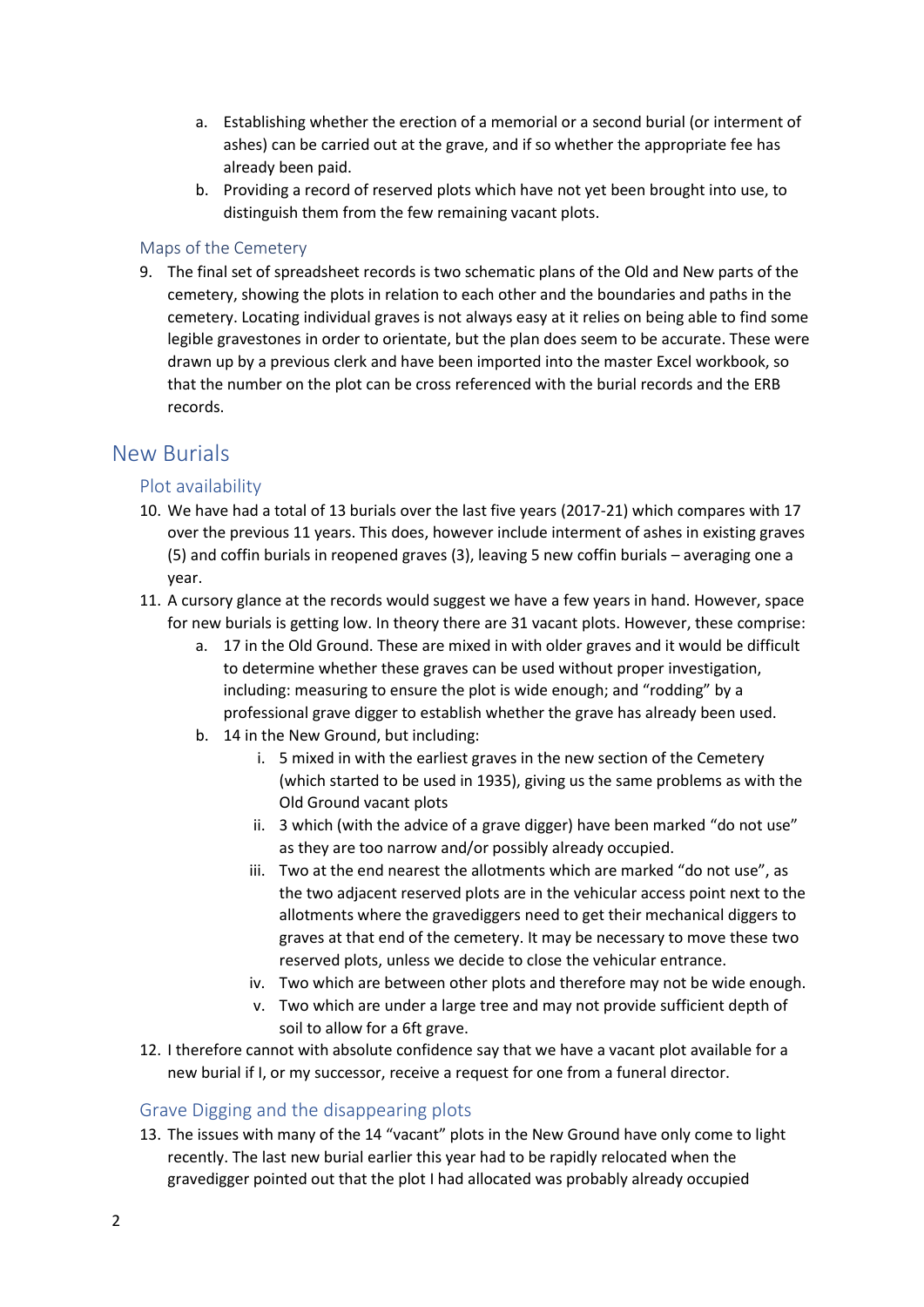a. Establishing whether the erection of a memorial or a second burial (or interment of ashes) can be carried out at the grave, and if so whether the appropriate fee has already been paid.
b. Providing a record of reserved plots which have not yet been brought into use, to distinguish them from the few remaining vacant plots.

### Maps of the Cemetery

9. The final set of spreadsheet records is two schematic plans of the Old and New parts of the cemetery, showing the plots in relation to each other and the boundaries and paths in the cemetery. Locating individual graves is not always easy at it relies on being able to find some legible gravestones in order to orientate, but the plan does seem to be accurate. These were drawn up by a previous clerk and have been imported into the master Excel workbook, so that the number on the plot can be cross referenced with the burial records and the ERB records.

## New Burials

### Plot availability

10. We have had a total of 13 burials over the last five years (2017-21) which compares with 17 over the previous 11 years. This does, however include interment of ashes in existing graves (5) and coffin burials in reopened graves (3), leaving 5 new coffin burials – averaging one a year.
11. A cursory glance at the records would suggest we have a few years in hand. However, space for new burials is getting low. In theory there are 31 vacant plots. However, these comprise:
    a. 17 in the Old Ground. These are mixed in with older graves and it would be difficult to determine whether these graves can be used without proper investigation, including: measuring to ensure the plot is wide enough; and "rodding" by a professional grave digger to establish whether the grave has already been used.
    b. 14 in the New Ground, but including:
        i. 5 mixed in with the earliest graves in the new section of the Cemetery (which started to be used in 1935), giving us the same problems as with the Old Ground vacant plots
        ii. 3 which (with the advice of a grave digger) have been marked "do not use" as they are too narrow and/or possibly already occupied.
        iii. Two at the end nearest the allotments which are marked "do not use", as the two adjacent reserved plots are in the vehicular access point next to the allotments where the gravediggers need to get their mechanical diggers to graves at that end of the cemetery. It may be necessary to move these two reserved plots, unless we decide to close the vehicular entrance.
        iv. Two which are between other plots and therefore may not be wide enough.
        v. Two which are under a large tree and may not provide sufficient depth of soil to allow for a 6ft grave.
12. I therefore cannot with absolute confidence say that we have a vacant plot available for a new burial if I, or my successor, receive a request for one from a funeral director.

### Grave Digging and the disappearing plots

13. The issues with many of the 14 "vacant" plots in the New Ground have only come to light recently. The last new burial earlier this year had to be rapidly relocated when the gravedigger pointed out that the plot I had allocated was probably already occupied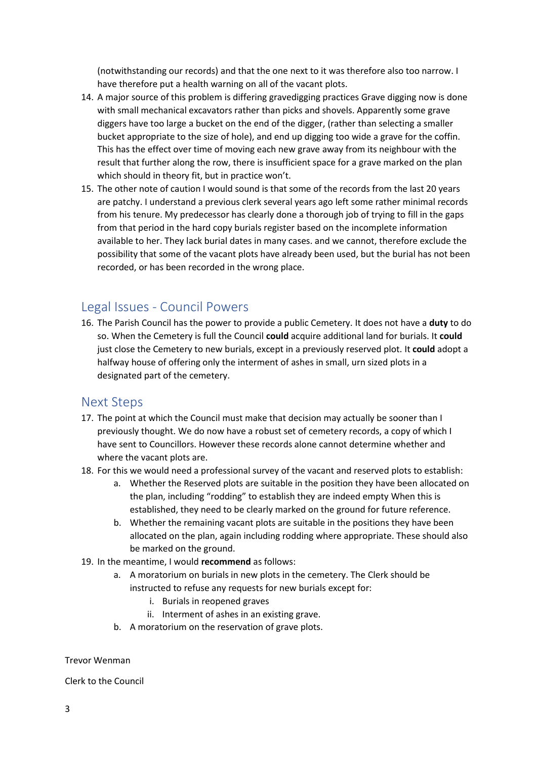(notwithstanding our records) and that the one next to it was therefore also too narrow. I have therefore put a health warning on all of the vacant plots.

14. A major source of this problem is differing gravedigging practices Grave digging now is done with small mechanical excavators rather than picks and shovels. Apparently some grave diggers have too large a bucket on the end of the digger, (rather than selecting a smaller bucket appropriate to the size of hole), and end up digging too wide a grave for the coffin. This has the effect over time of moving each new grave away from its neighbour with the result that further along the row, there is insufficient space for a grave marked on the plan which should in theory fit, but in practice won't.
15. The other note of caution I would sound is that some of the records from the last 20 years are patchy. I understand a previous clerk several years ago left some rather minimal records from his tenure. My predecessor has clearly done a thorough job of trying to fill in the gaps from that period in the hard copy burials register based on the incomplete information available to her. They lack burial dates in many cases. and we cannot, therefore exclude the possibility that some of the vacant plots have already been used, but the burial has not been recorded, or has been recorded in the wrong place.

## Legal Issues - Council Powers

16. The Parish Council has the power to provide a public Cemetery. It does not have a **duty** to do so. When the Cemetery is full the Council **could** acquire additional land for burials. It **could** just close the Cemetery to new burials, except in a previously reserved plot. It **could** adopt a halfway house of offering only the interment of ashes in small, urn sized plots in a designated part of the cemetery.

## Next Steps

17. The point at which the Council must make that decision may actually be sooner than I previously thought. We do now have a robust set of cemetery records, a copy of which I have sent to Councillors. However these records alone cannot determine whether and where the vacant plots are.
18. For this we would need a professional survey of the vacant and reserved plots to establish:
    a. Whether the Reserved plots are suitable in the position they have been allocated on the plan, including "rodding" to establish they are indeed empty When this is established, they need to be clearly marked on the ground for future reference.
    b. Whether the remaining vacant plots are suitable in the positions they have been allocated on the plan, again including rodding where appropriate. These should also be marked on the ground.
19. In the meantime, I would **recommend** as follows:
    a. A moratorium on burials in new plots in the cemetery. The Clerk should be instructed to refuse any requests for new burials except for:
        i. Burials in reopened graves
        ii. Interment of ashes in an existing grave.
    b. A moratorium on the reservation of grave plots.

Trevor Wenman

Clerk to the Council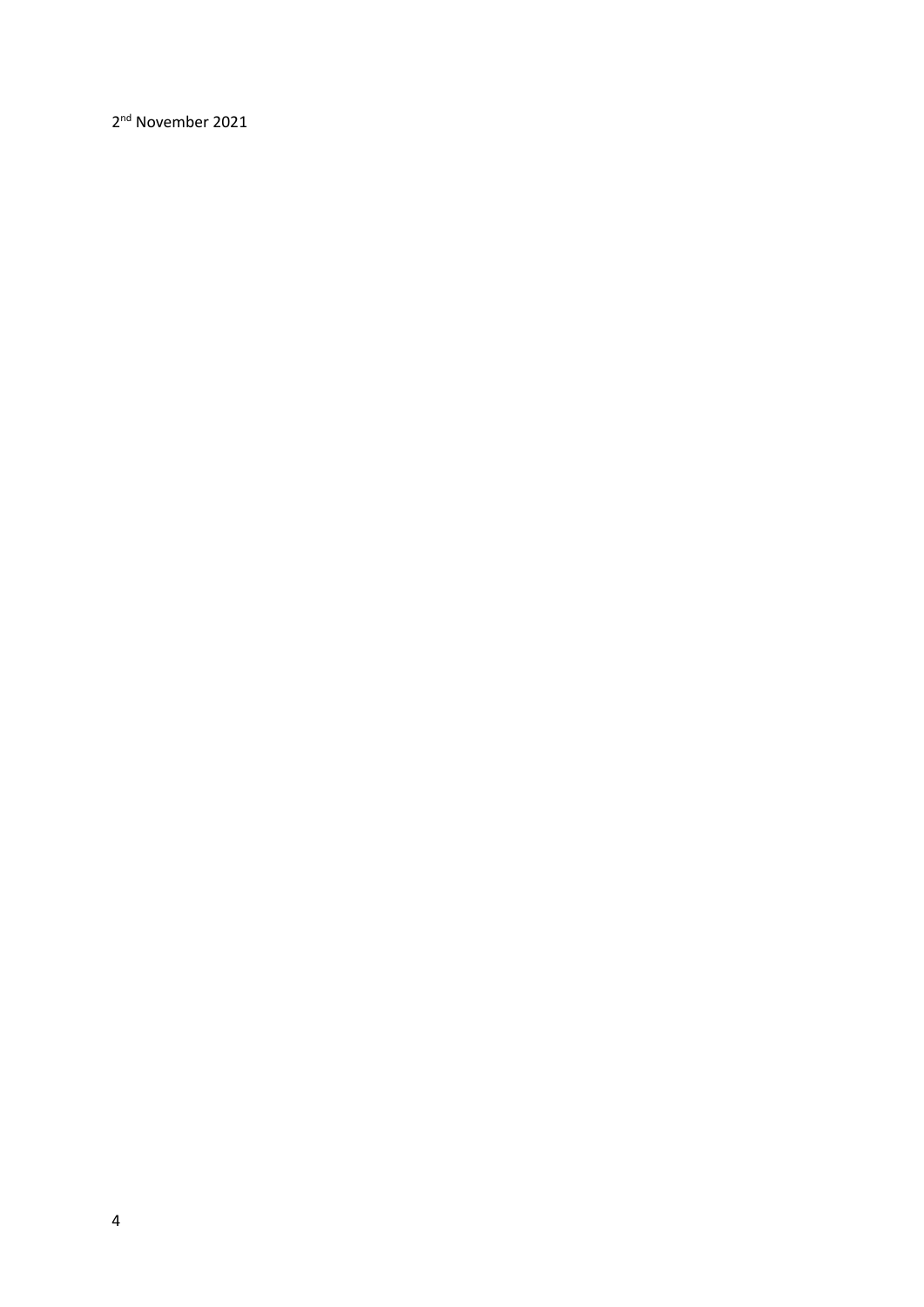2nd November 2021